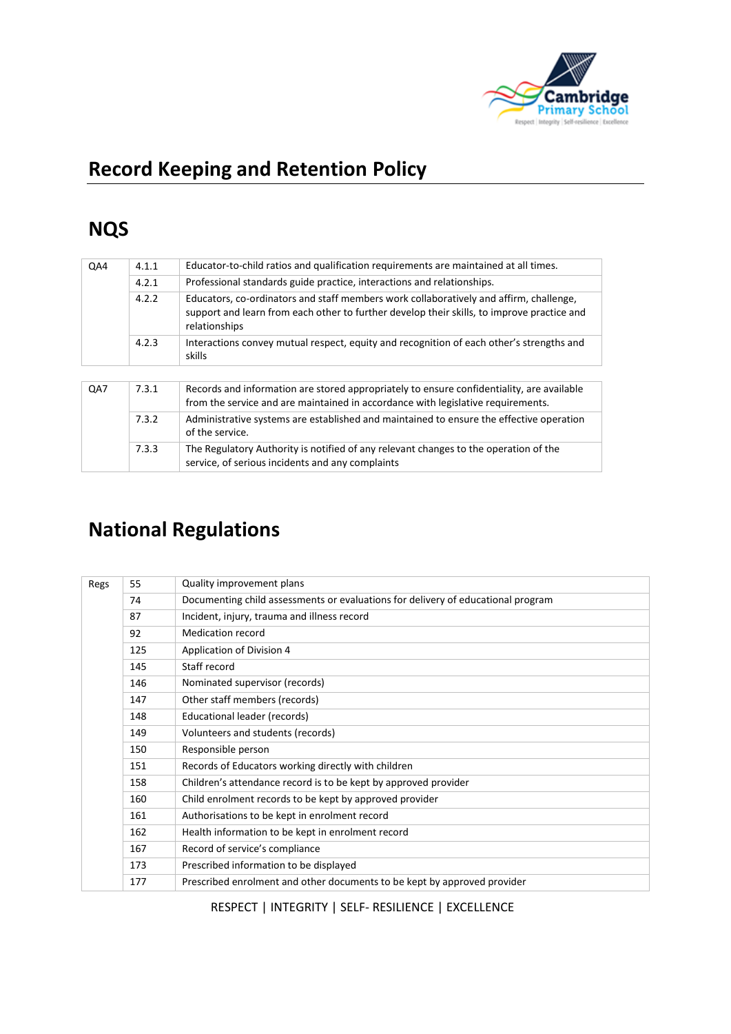# Record Keeping and Retention Policy

## NQS

| | | |
|---|---|---|
| QA4 | 4.1.1 | Educator-to-child ratios and qualification requirements are maintained at all times. |
| | 4.2.1 | Professional standards guide practice, interactions and relationships. |
| | 4.2.2 | Educators, co-ordinators and staff members work collaboratively and affirm, challenge, support and learn from each other to further develop their skills, to improve practice and relationships |
| | 4.2.3 | Interactions convey mutual respect, equity and recognition of each other's strengths and skills |

| | | |
|---|---|---|
| QA7 | 7.3.1 | Records and information are stored appropriately to ensure confidentiality, are available from the service and are maintained in accordance with legislative requirements. |
| | 7.3.2 | Administrative systems are established and maintained to ensure the effective operation of the service. |
| | 7.3.3 | The Regulatory Authority is notified of any relevant changes to the operation of the service, of serious incidents and any complaints |

## National Regulations

| | | |
|---|---|---|
| Regs | 55 | Quality improvement plans |
| | 74 | Documenting child assessments or evaluations for delivery of educational program |
| | 87 | Incident, injury, trauma and illness record |
| | 92 | Medication record |
| | 125 | Application of Division 4 |
| | 145 | Staff record |
| | 146 | Nominated supervisor (records) |
| | 147 | Other staff members (records) |
| | 148 | Educational leader (records) |
| | 149 | Volunteers and students (records) |
| | 150 | Responsible person |
| | 151 | Records of Educators working directly with children |
| | 158 | Children's attendance record is to be kept by approved provider |
| | 160 | Child enrolment records to be kept by approved provider |
| | 161 | Authorisations to be kept in enrolment record |
| | 162 | Health information to be kept in enrolment record |
| | 167 | Record of service's compliance |
| | 173 | Prescribed information to be displayed |
| | 177 | Prescribed enrolment and other documents to be kept by approved provider |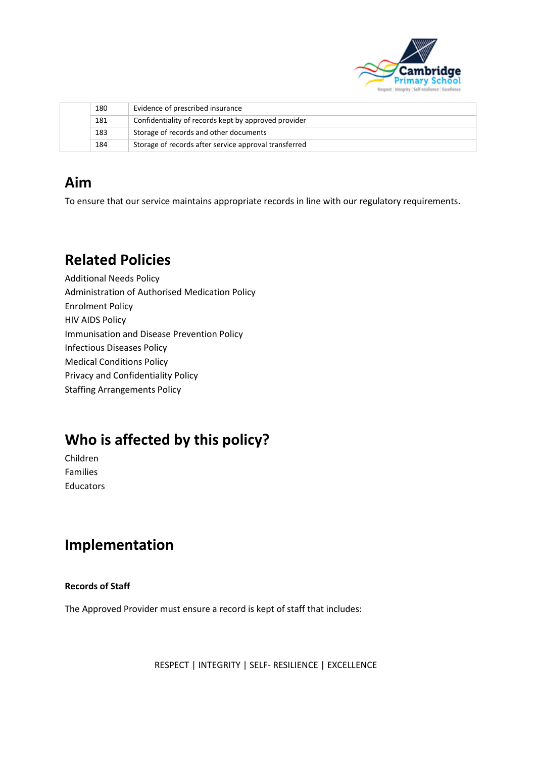| | | |
|---|---|---|
| | 180 | Evidence of prescribed insurance |
| | 181 | Confidentiality of records kept by approved provider |
| | 183 | Storage of records and other documents |
| | 184 | Storage of records after service approval transferred |

## Aim

To ensure that our service maintains appropriate records in line with our regulatory requirements.

## Related Policies

Additional Needs Policy
Administration of Authorised Medication Policy
Enrolment Policy
HIV AIDS Policy
Immunisation and Disease Prevention Policy
Infectious Diseases Policy
Medical Conditions Policy
Privacy and Confidentiality Policy
Staffing Arrangements Policy

## Who is affected by this policy?

Children
Families
Educators

## Implementation

**Records of Staff**

The Approved Provider must ensure a record is kept of staff that includes: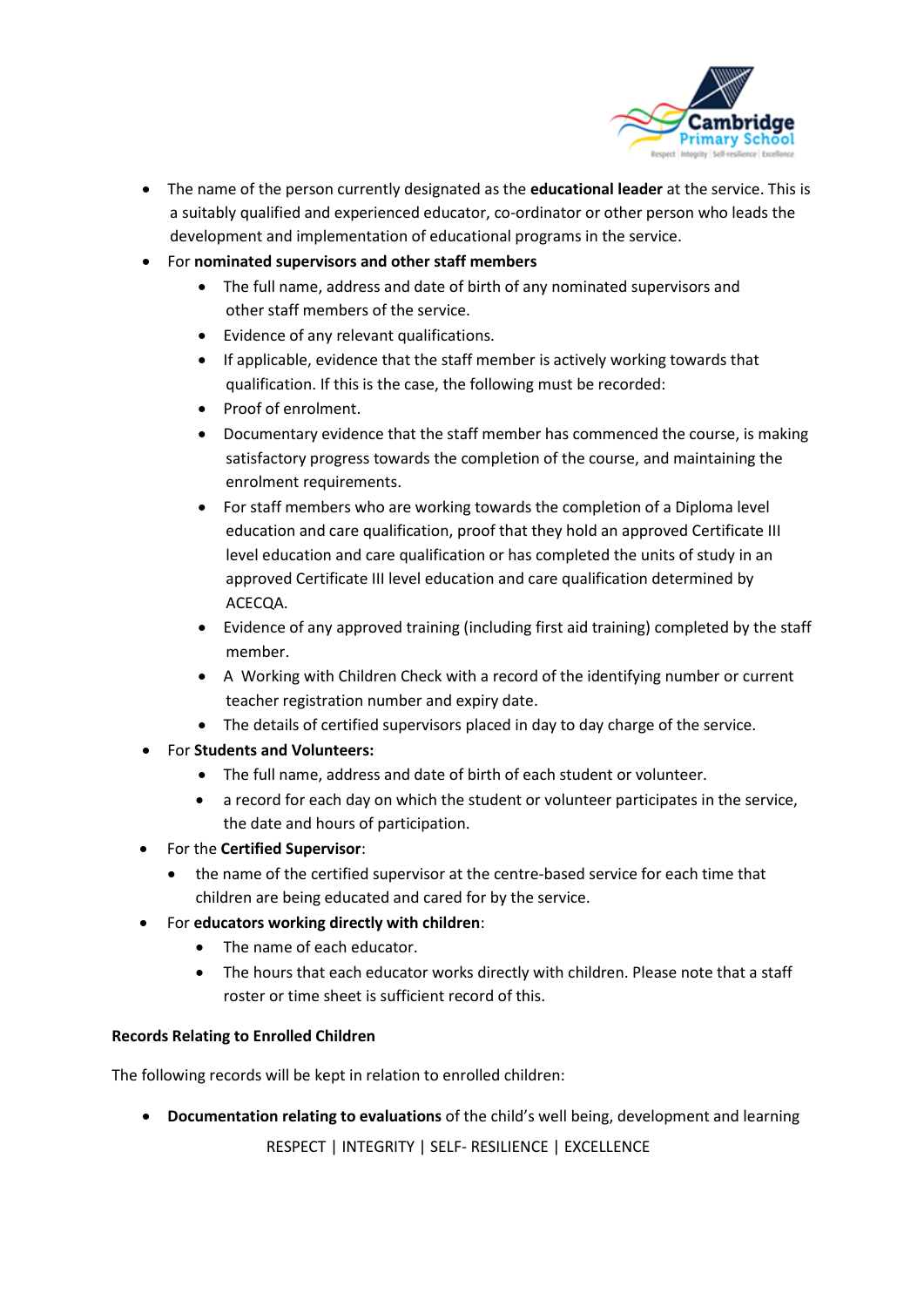- The name of the person currently designated as the **educational leader** at the service. This is a suitably qualified and experienced educator, co-ordinator or other person who leads the development and implementation of educational programs in the service.
- For **nominated supervisors and other staff members**
  - The full name, address and date of birth of any nominated supervisors and other staff members of the service.
  - Evidence of any relevant qualifications.
  - If applicable, evidence that the staff member is actively working towards that qualification. If this is the case, the following must be recorded:
  - Proof of enrolment.
  - Documentary evidence that the staff member has commenced the course, is making satisfactory progress towards the completion of the course, and maintaining the enrolment requirements.
  - For staff members who are working towards the completion of a Diploma level education and care qualification, proof that they hold an approved Certificate III level education and care qualification or has completed the units of study in an approved Certificate III level education and care qualification determined by ACECQA.
  - Evidence of any approved training (including first aid training) completed by the staff member.
  - A Working with Children Check with a record of the identifying number or current teacher registration number and expiry date.
  - The details of certified supervisors placed in day to day charge of the service.
- For **Students and Volunteers:**
  - The full name, address and date of birth of each student or volunteer.
  - a record for each day on which the student or volunteer participates in the service, the date and hours of participation.
- For the **Certified Supervisor**:
  - the name of the certified supervisor at the centre-based service for each time that children are being educated and cared for by the service.
- For **educators working directly with children**:
  - The name of each educator.
  - The hours that each educator works directly with children. Please note that a staff roster or time sheet is sufficient record of this.

**Records Relating to Enrolled Children**

The following records will be kept in relation to enrolled children:

- **Documentation relating to evaluations** of the child's well being, development and learning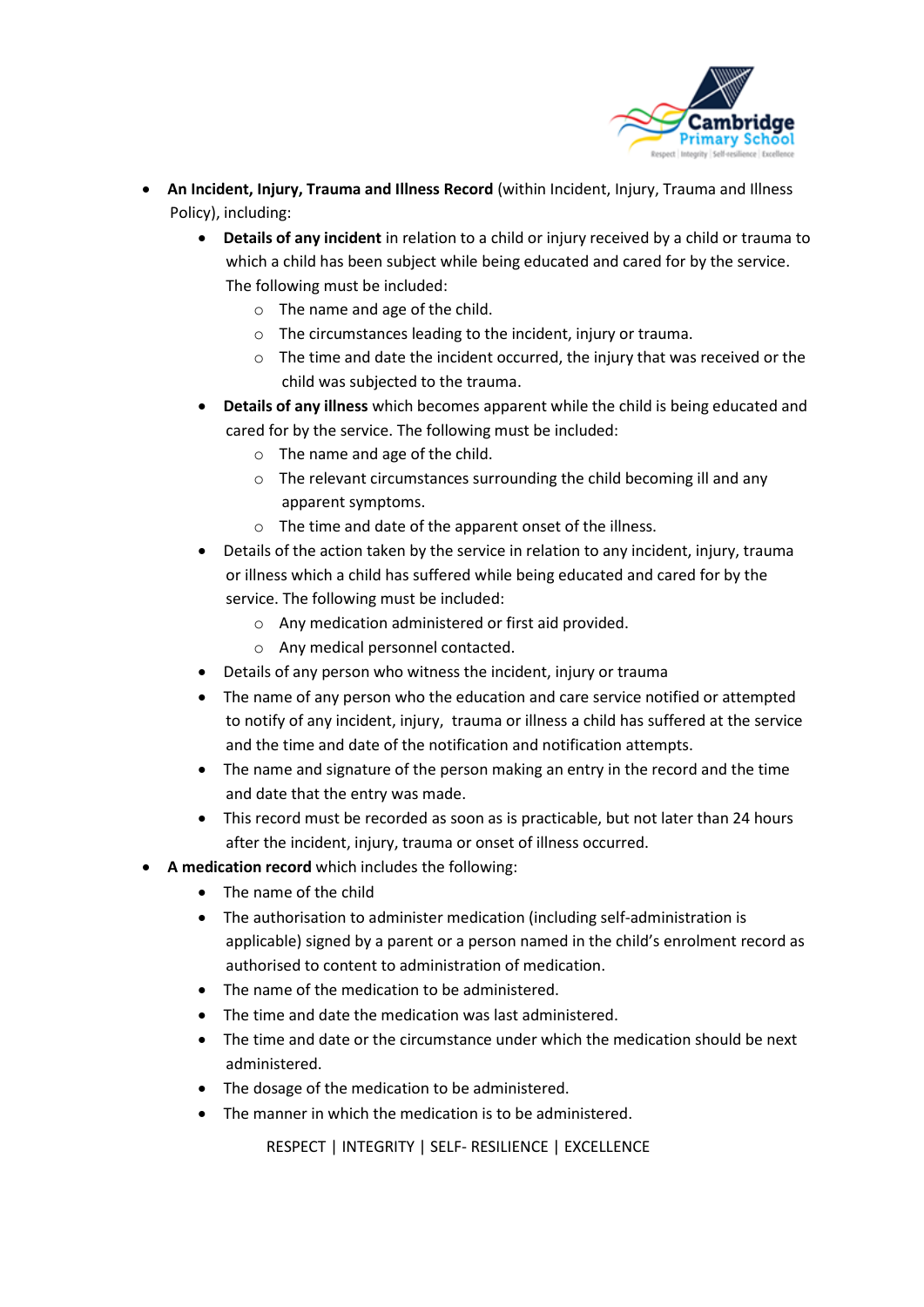- **An Incident, Injury, Trauma and Illness Record** (within Incident, Injury, Trauma and Illness Policy), including:
    - **Details of any incident** in relation to a child or injury received by a child or trauma to which a child has been subject while being educated and cared for by the service. The following must be included:
        - The name and age of the child.
        - The circumstances leading to the incident, injury or trauma.
        - The time and date the incident occurred, the injury that was received or the child was subjected to the trauma.
    - **Details of any illness** which becomes apparent while the child is being educated and cared for by the service. The following must be included:
        - The name and age of the child.
        - The relevant circumstances surrounding the child becoming ill and any apparent symptoms.
        - The time and date of the apparent onset of the illness.
    - Details of the action taken by the service in relation to any incident, injury, trauma or illness which a child has suffered while being educated and cared for by the service. The following must be included:
        - Any medication administered or first aid provided.
        - Any medical personnel contacted.
    - Details of any person who witness the incident, injury or trauma
    - The name of any person who the education and care service notified or attempted to notify of any incident, injury, trauma or illness a child has suffered at the service and the time and date of the notification and notification attempts.
    - The name and signature of the person making an entry in the record and the time and date that the entry was made.
    - This record must be recorded as soon as is practicable, but not later than 24 hours after the incident, injury, trauma or onset of illness occurred.
- **A medication record** which includes the following:
    - The name of the child
    - The authorisation to administer medication (including self-administration is applicable) signed by a parent or a person named in the child's enrolment record as authorised to content to administration of medication.
    - The name of the medication to be administered.
    - The time and date the medication was last administered.
    - The time and date or the circumstance under which the medication should be next administered.
    - The dosage of the medication to be administered.
    - The manner in which the medication is to be administered.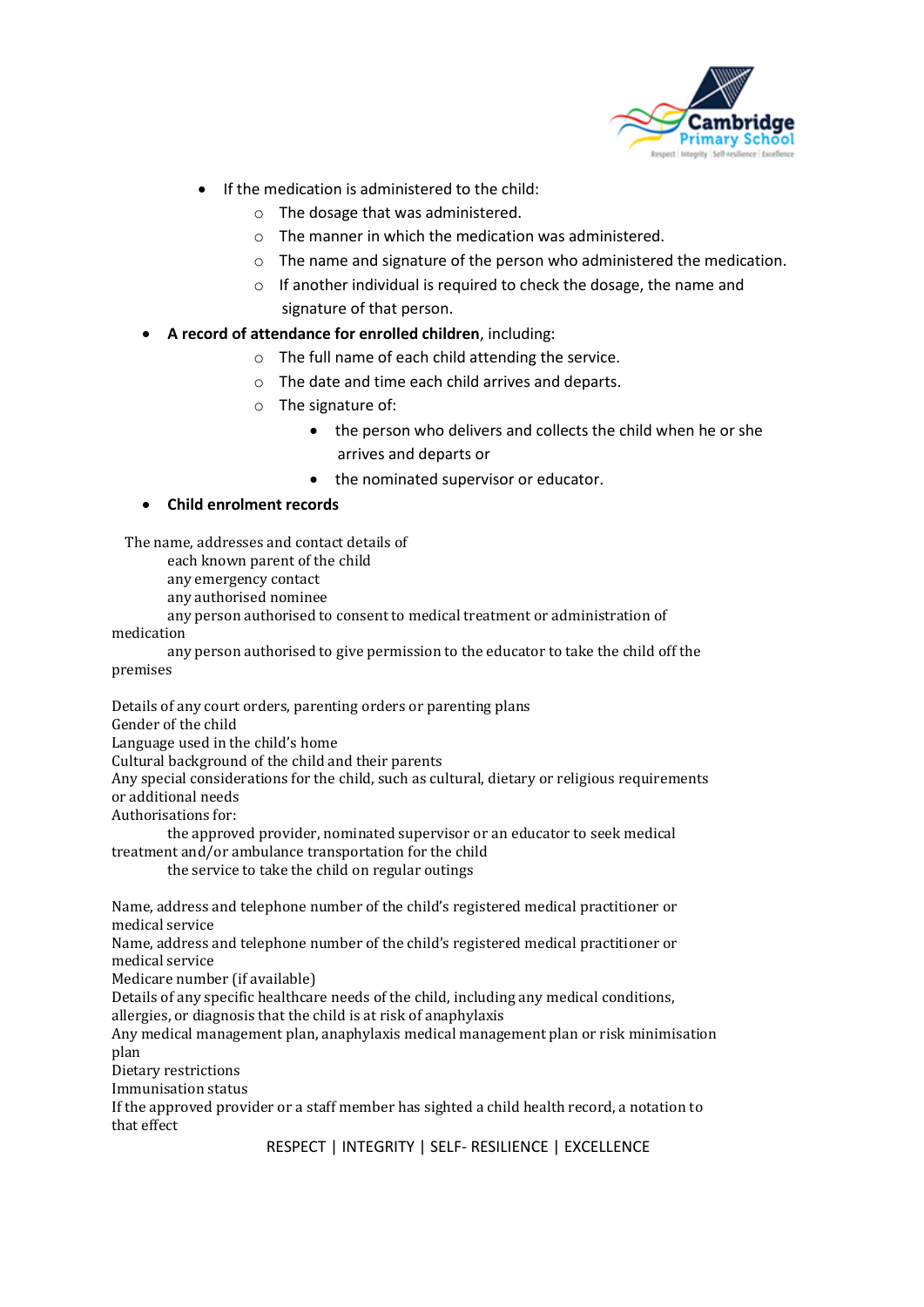- If the medication is administered to the child:
    - The dosage that was administered.
    - The manner in which the medication was administered.
    - The name and signature of the person who administered the medication.
    - If another individual is required to check the dosage, the name and signature of that person.
- **A record of attendance for enrolled children**, including:
    - The full name of each child attending the service.
    - The date and time each child arrives and departs.
    - The signature of:
        - the person who delivers and collects the child when he or she arrives and departs or
        - the nominated supervisor or educator.
- **Child enrolment records**

The name, addresses and contact details of
each known parent of the child
any emergency contact
any authorised nominee
any person authorised to consent to medical treatment or administration of medication
any person authorised to give permission to the educator to take the child off the premises

Details of any court orders, parenting orders or parenting plans
Gender of the child
Language used in the child's home
Cultural background of the child and their parents
Any special considerations for the child, such as cultural, dietary or religious requirements or additional needs
Authorisations for:
the approved provider, nominated supervisor or an educator to seek medical treatment and/or ambulance transportation for the child
the service to take the child on regular outings

Name, address and telephone number of the child's registered medical practitioner or medical service
Name, address and telephone number of the child's registered medical practitioner or medical service
Medicare number (if available)
Details of any specific healthcare needs of the child, including any medical conditions, allergies, or diagnosis that the child is at risk of anaphylaxis
Any medical management plan, anaphylaxis medical management plan or risk minimisation plan
Dietary restrictions
Immunisation status
If the approved provider or a staff member has sighted a child health record, a notation to that effect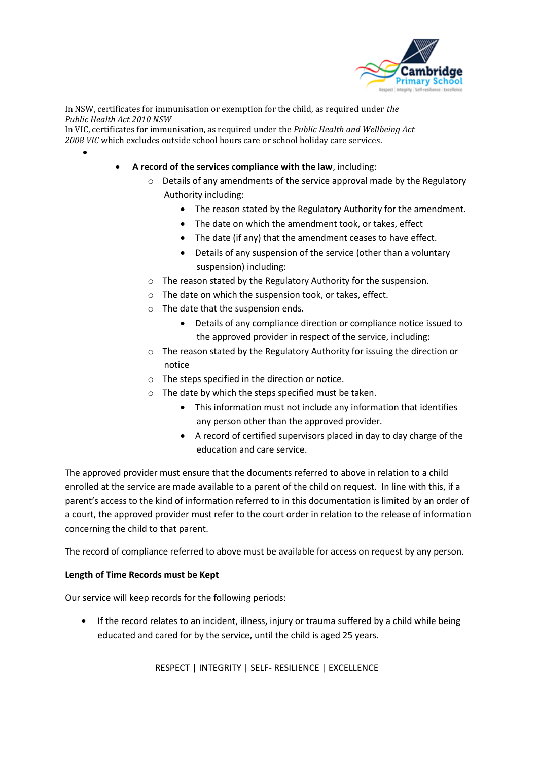In NSW, certificates for immunisation or exemption for the child, as required under *the Public Health Act 2010 NSW*
In VIC, certificates for immunisation, as required under the *Public Health and Wellbeing Act 2008 VIC* which excludes outside school hours care or school holiday care services.

- **A record of the services compliance with the law**, including:
  - Details of any amendments of the service approval made by the Regulatory Authority including:
    - The reason stated by the Regulatory Authority for the amendment.
    - The date on which the amendment took, or takes, effect
    - The date (if any) that the amendment ceases to have effect.
    - Details of any suspension of the service (other than a voluntary suspension) including:
  - The reason stated by the Regulatory Authority for the suspension.
  - The date on which the suspension took, or takes, effect.
  - The date that the suspension ends.
    - Details of any compliance direction or compliance notice issued to the approved provider in respect of the service, including:
  - The reason stated by the Regulatory Authority for issuing the direction or notice
  - The steps specified in the direction or notice.
  - The date by which the steps specified must be taken.
    - This information must not include any information that identifies any person other than the approved provider.
    - A record of certified supervisors placed in day to day charge of the education and care service.

The approved provider must ensure that the documents referred to above in relation to a child enrolled at the service are made available to a parent of the child on request. In line with this, if a parent's access to the kind of information referred to in this documentation is limited by an order of a court, the approved provider must refer to the court order in relation to the release of information concerning the child to that parent.

The record of compliance referred to above must be available for access on request by any person.

**Length of Time Records must be Kept**

Our service will keep records for the following periods:

- If the record relates to an incident, illness, injury or trauma suffered by a child while being educated and cared for by the service, until the child is aged 25 years.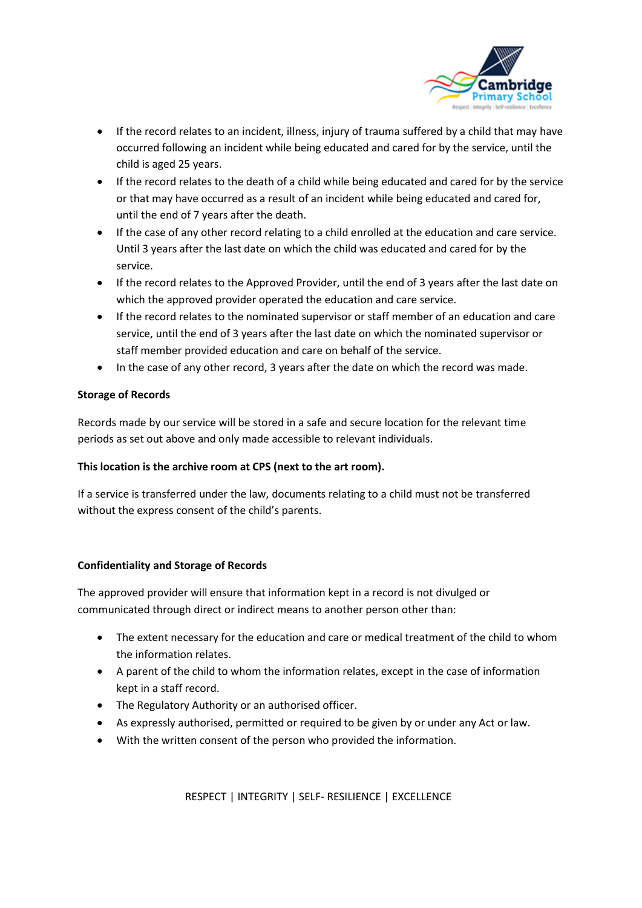- If the record relates to an incident, illness, injury of trauma suffered by a child that may have occurred following an incident while being educated and cared for by the service, until the child is aged 25 years.
- If the record relates to the death of a child while being educated and cared for by the service or that may have occurred as a result of an incident while being educated and cared for, until the end of 7 years after the death.
- If the case of any other record relating to a child enrolled at the education and care service. Until 3 years after the last date on which the child was educated and cared for by the service.
- If the record relates to the Approved Provider, until the end of 3 years after the last date on which the approved provider operated the education and care service.
- If the record relates to the nominated supervisor or staff member of an education and care service, until the end of 3 years after the last date on which the nominated supervisor or staff member provided education and care on behalf of the service.
- In the case of any other record, 3 years after the date on which the record was made.

**Storage of Records**

Records made by our service will be stored in a safe and secure location for the relevant time periods as set out above and only made accessible to relevant individuals.

**This location is the archive room at CPS (next to the art room).**

If a service is transferred under the law, documents relating to a child must not be transferred without the express consent of the child's parents.

**Confidentiality and Storage of Records**

The approved provider will ensure that information kept in a record is not divulged or communicated through direct or indirect means to another person other than:

- The extent necessary for the education and care or medical treatment of the child to whom the information relates.
- A parent of the child to whom the information relates, except in the case of information kept in a staff record.
- The Regulatory Authority or an authorised officer.
- As expressly authorised, permitted or required to be given by or under any Act or law.
- With the written consent of the person who provided the information.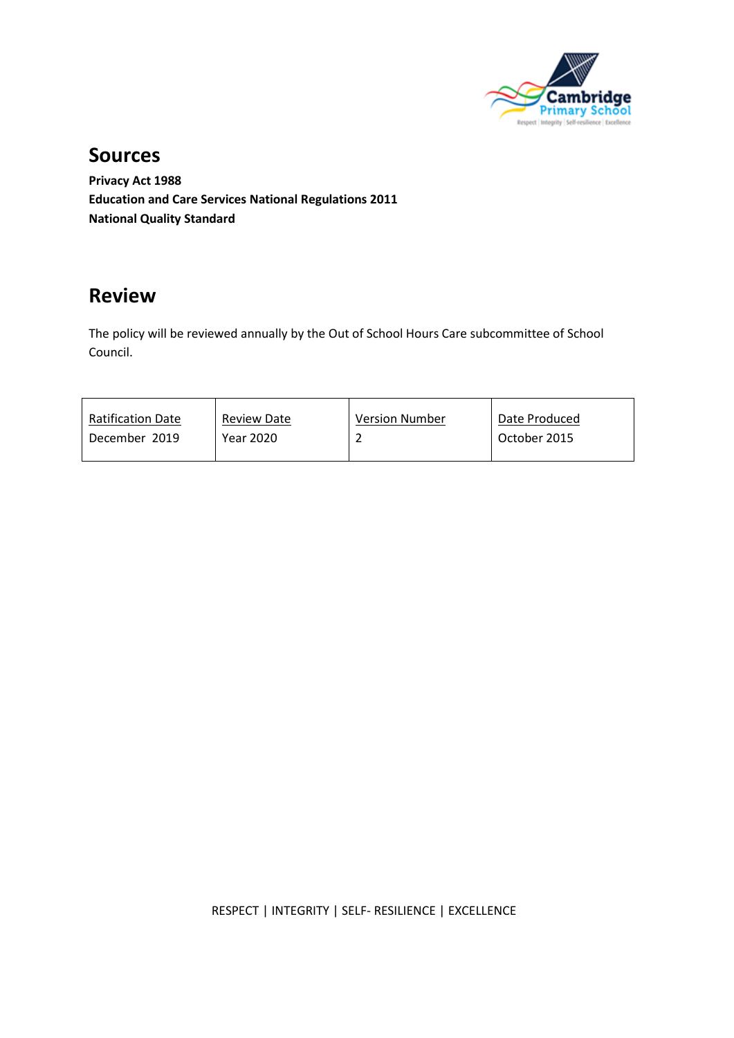## Sources

**Privacy Act 1988**
**Education and Care Services National Regulations 2011**
**National Quality Standard**

## Review

The policy will be reviewed annually by the Out of School Hours Care subcommittee of School Council.

| Ratification Date | Review Date | Version Number | Date Produced |
|---|---|---|---|
| December 2019 | Year 2020 | 2 | October 2015 |

RESPECT | INTEGRITY | SELF- RESILIENCE | EXCELLENCE